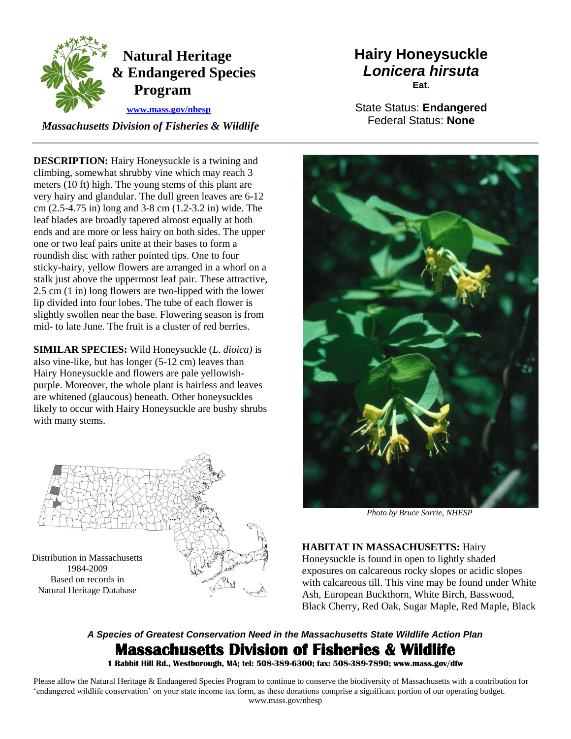# Natural Heritage & Endangered Species Program

www.mass.gov/nhesp

*Massachusetts Division of Fisheries & Wildlife*

# Hairy Honeysuckle
## *Lonicera hirsuta*
**Eat.**

State Status: **Endangered**
Federal Status: **None**

---

**DESCRIPTION:** Hairy Honeysuckle is a twining and climbing, somewhat shrubby vine which may reach 3 meters (10 ft) high. The young stems of this plant are very hairy and glandular. The dull green leaves are 6-12 cm (2.5-4.75 in) long and 3-8 cm (1.2-3.2 in) wide. The leaf blades are broadly tapered almost equally at both ends and are more or less hairy on both sides. The upper one or two leaf pairs unite at their bases to form a roundish disc with rather pointed tips. One to four sticky-hairy, yellow flowers are arranged in a whorl on a stalk just above the uppermost leaf pair. These attractive, 2.5 cm (1 in) long flowers are two-lipped with the lower lip divided into four lobes. The tube of each flower is slightly swollen near the base. Flowering season is from mid- to late June. The fruit is a cluster of red berries.

**SIMILAR SPECIES:** Wild Honeysuckle (*L. dioica)* is also vine-like, but has longer (5-12 cm) leaves than Hairy Honeysuckle and flowers are pale yellowish-purple. Moreover, the whole plant is hairless and leaves are whitened (glaucous) beneath. Other honeysuckles likely to occur with Hairy Honeysuckle are bushy shrubs with many stems.

Distribution in Massachusetts
1984-2009
Based on records in
Natural Heritage Database

*Photo by Bruce Sorrie, NHESP*

**HABITAT IN MASSACHUSETTS:** Hairy Honeysuckle is found in open to lightly shaded exposures on calcareous rocky slopes or acidic slopes with calcareous till. This vine may be found under White Ash, European Buckthorn, White Birch, Basswood, Black Cherry, Red Oak, Sugar Maple, Red Maple, Black

***A Species of Greatest Conservation Need in the Massachusetts State Wildlife Action Plan***

**Massachusetts Division of Fisheries & Wildlife**

**1 Rabbit Hill Rd., Westborough, MA; tel: 508-389-6300; fax: 508-389-7890; www.mass.gov/dfw**

Please allow the Natural Heritage & Endangered Species Program to continue to conserve the biodiversity of Massachusetts with a contribution for 'endangered wildlife conservation' on your state income tax form, as these donations comprise a significant portion of our operating budget.
www.mass.gov/nhesp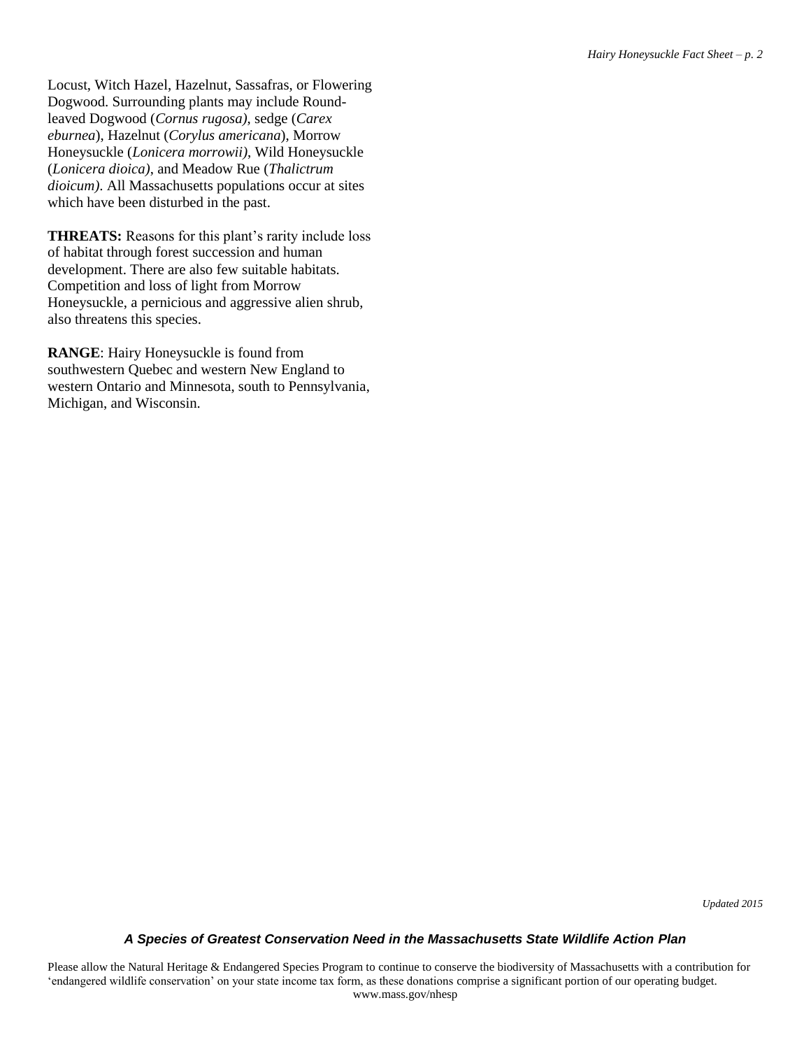Locust, Witch Hazel, Hazelnut, Sassafras, or Flowering Dogwood. Surrounding plants may include Round-leaved Dogwood (*Cornus rugosa)*, sedge (*Carex eburnea*), Hazelnut (*Corylus americana*), Morrow Honeysuckle (*Lonicera morrowii)*, Wild Honeysuckle (*Lonicera dioica)*, and Meadow Rue (*Thalictrum dioicum)*. All Massachusetts populations occur at sites which have been disturbed in the past.

**THREATS:** Reasons for this plant's rarity include loss of habitat through forest succession and human development. There are also few suitable habitats. Competition and loss of light from Morrow Honeysuckle, a pernicious and aggressive alien shrub, also threatens this species.

**RANGE**: Hairy Honeysuckle is found from southwestern Quebec and western New England to western Ontario and Minnesota, south to Pennsylvania, Michigan, and Wisconsin.

*Updated 2015*

***A Species of Greatest Conservation Need in the Massachusetts State Wildlife Action Plan***

Please allow the Natural Heritage & Endangered Species Program to continue to conserve the biodiversity of Massachusetts with a contribution for 'endangered wildlife conservation' on your state income tax form, as these donations comprise a significant portion of our operating budget.
www.mass.gov/nhesp